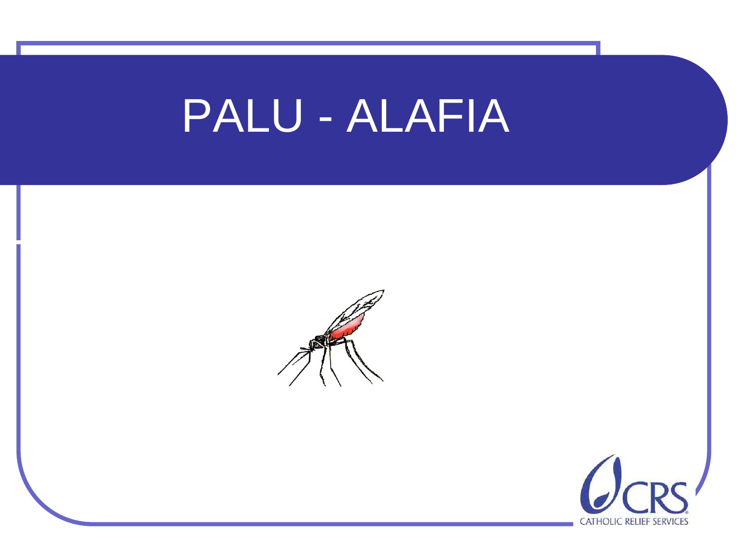# PALU - ALAFIA

CATHOLIC RELIEF SERVICES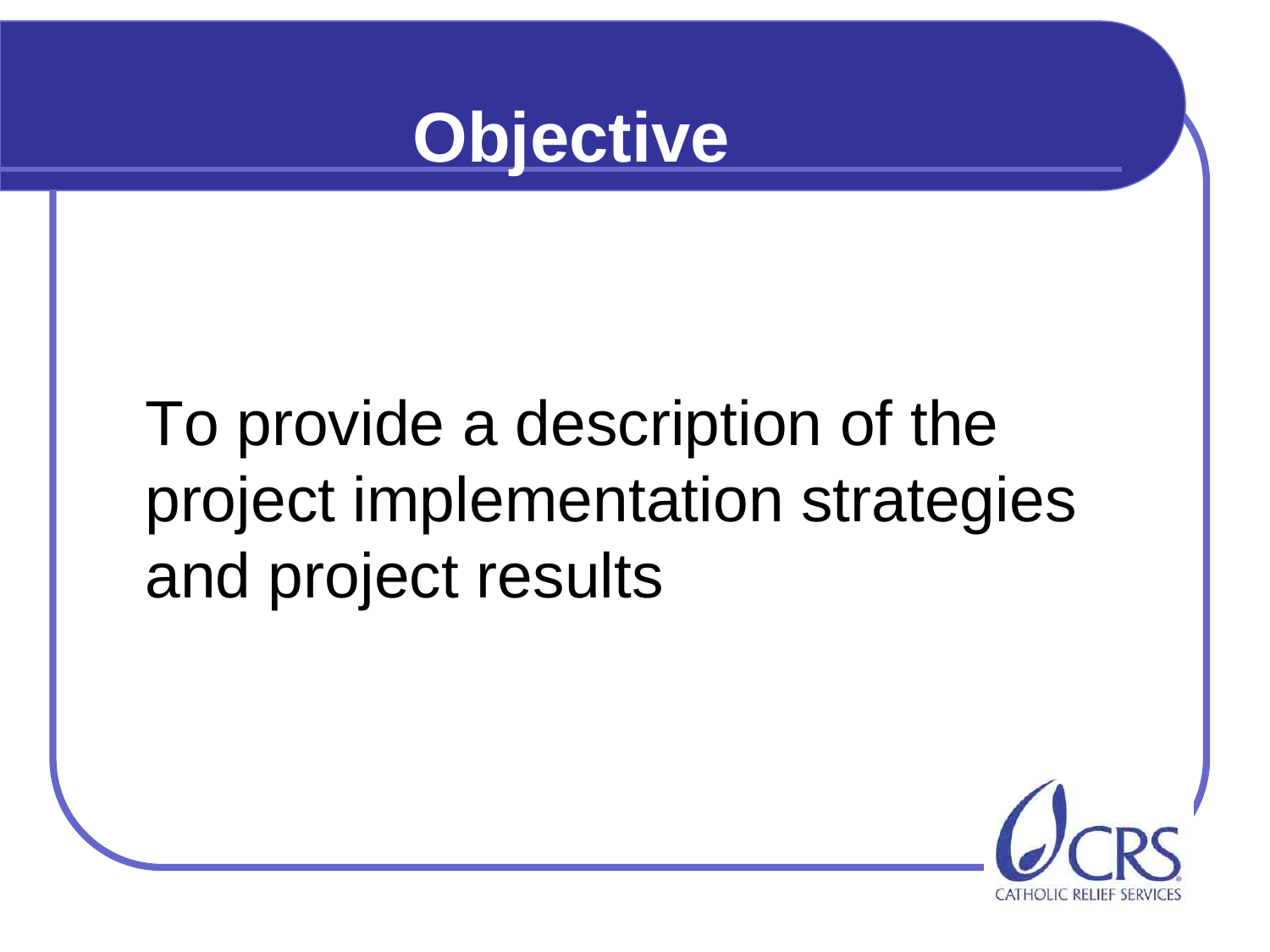# Objective

To provide a description of the project implementation strategies and project results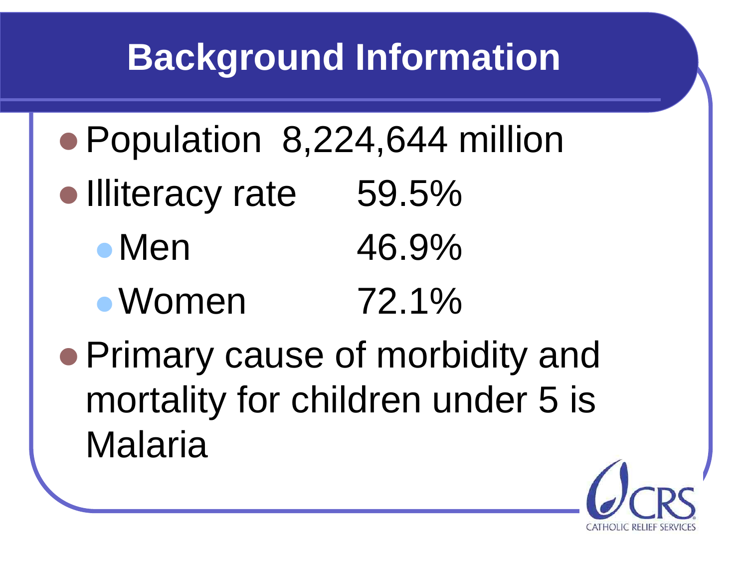# Background Information

- Population 8,224,644 million
- Illiteracy rate 59.5%
  - Men 46.9%
  - Women 72.1%
- Primary cause of morbidity and mortality for children under 5 is Malaria

CATHOLIC RELIEF SERVICES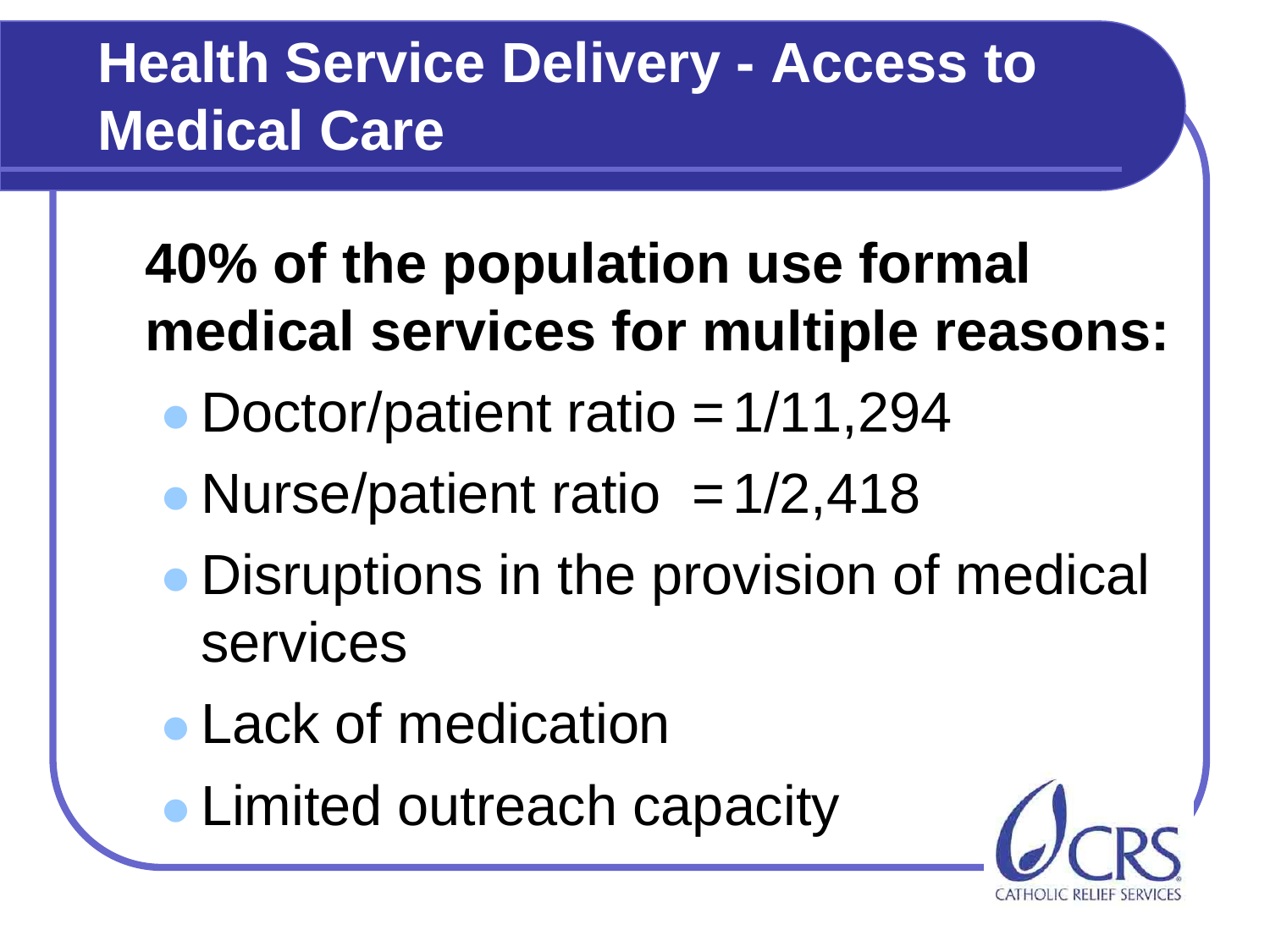# Health Service Delivery - Access to Medical Care

**40% of the population use formal medical services for multiple reasons:**

- Doctor/patient ratio = 1/11,294
- Nurse/patient ratio = 1/2,418
- Disruptions in the provision of medical services
- Lack of medication
- Limited outreach capacity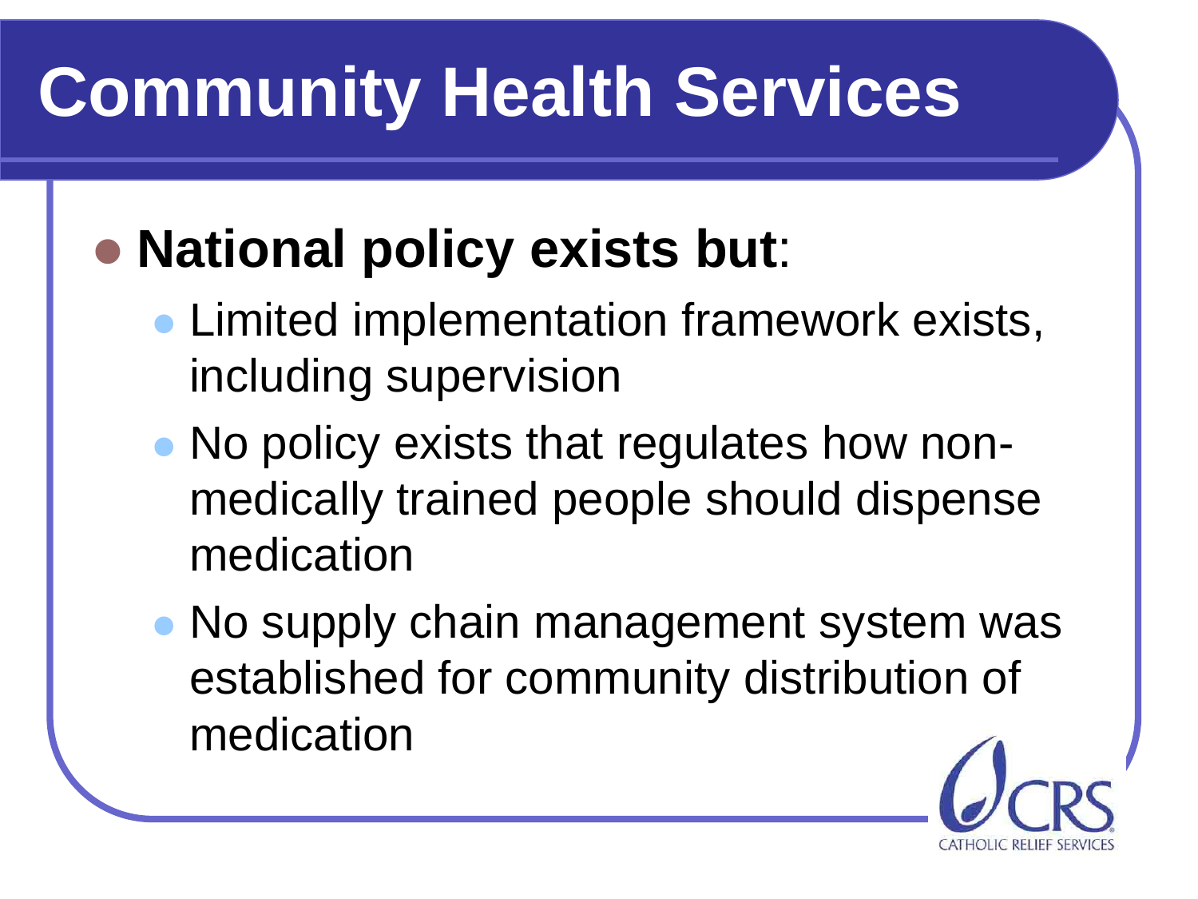# Community Health Services

- **National policy exists but**:
  - Limited implementation framework exists, including supervision
  - No policy exists that regulates how non-medically trained people should dispense medication
  - No supply chain management system was established for community distribution of medication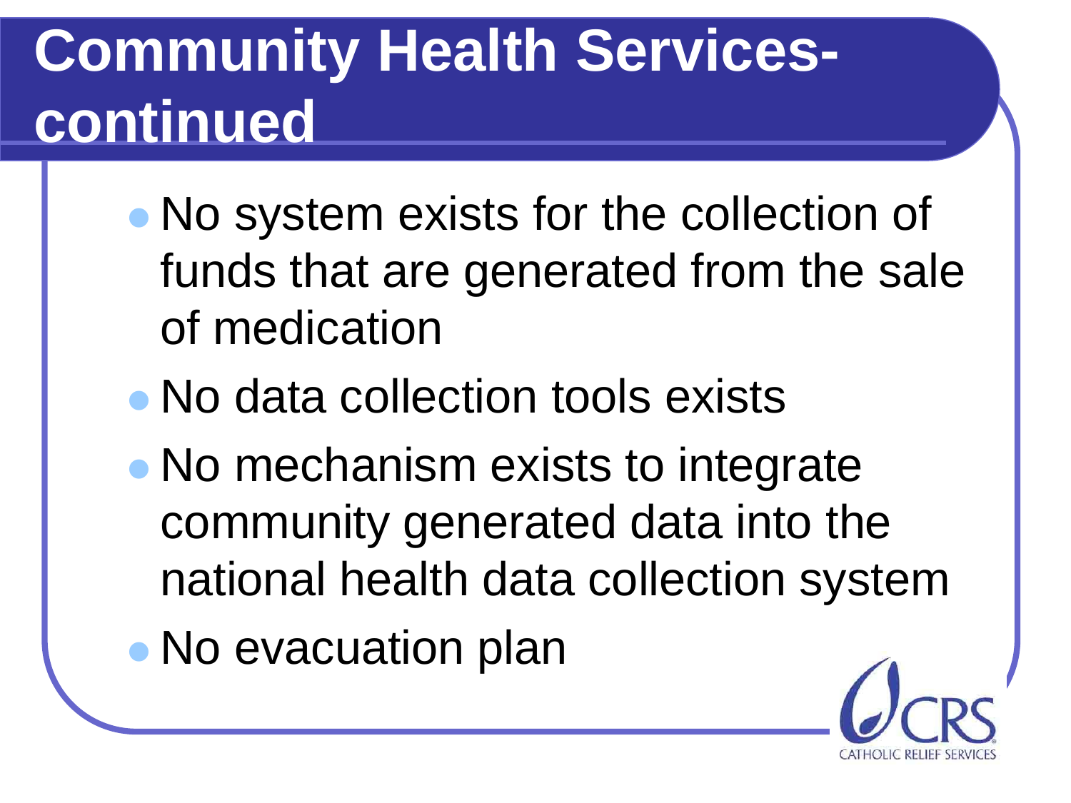# Community Health Services- continued

- No system exists for the collection of funds that are generated from the sale of medication
- No data collection tools exists
- No mechanism exists to integrate community generated data into the national health data collection system
- No evacuation plan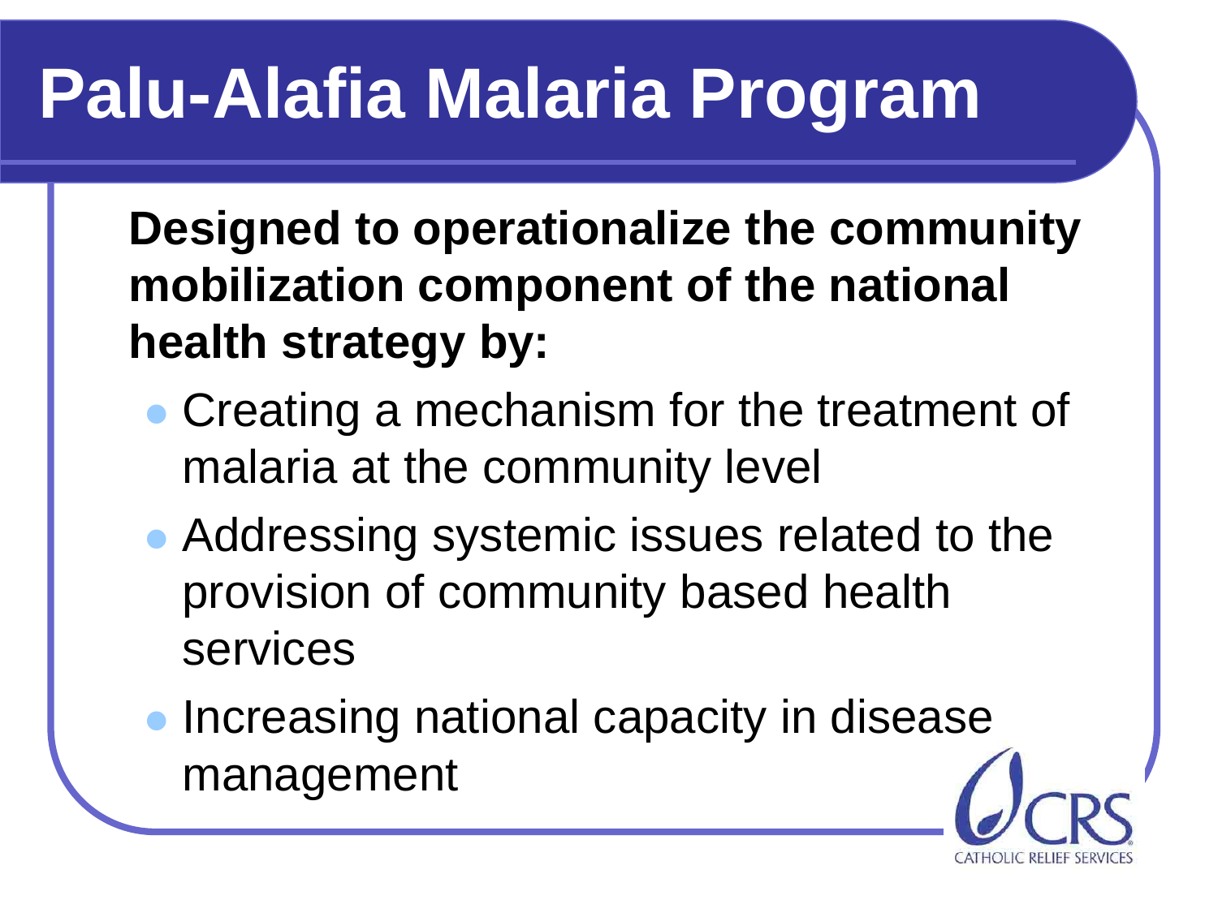# Palu-Alafia Malaria Program

**Designed to operationalize the community mobilization component of the national health strategy by:**

- Creating a mechanism for the treatment of malaria at the community level
- Addressing systemic issues related to the provision of community based health services
- Increasing national capacity in disease management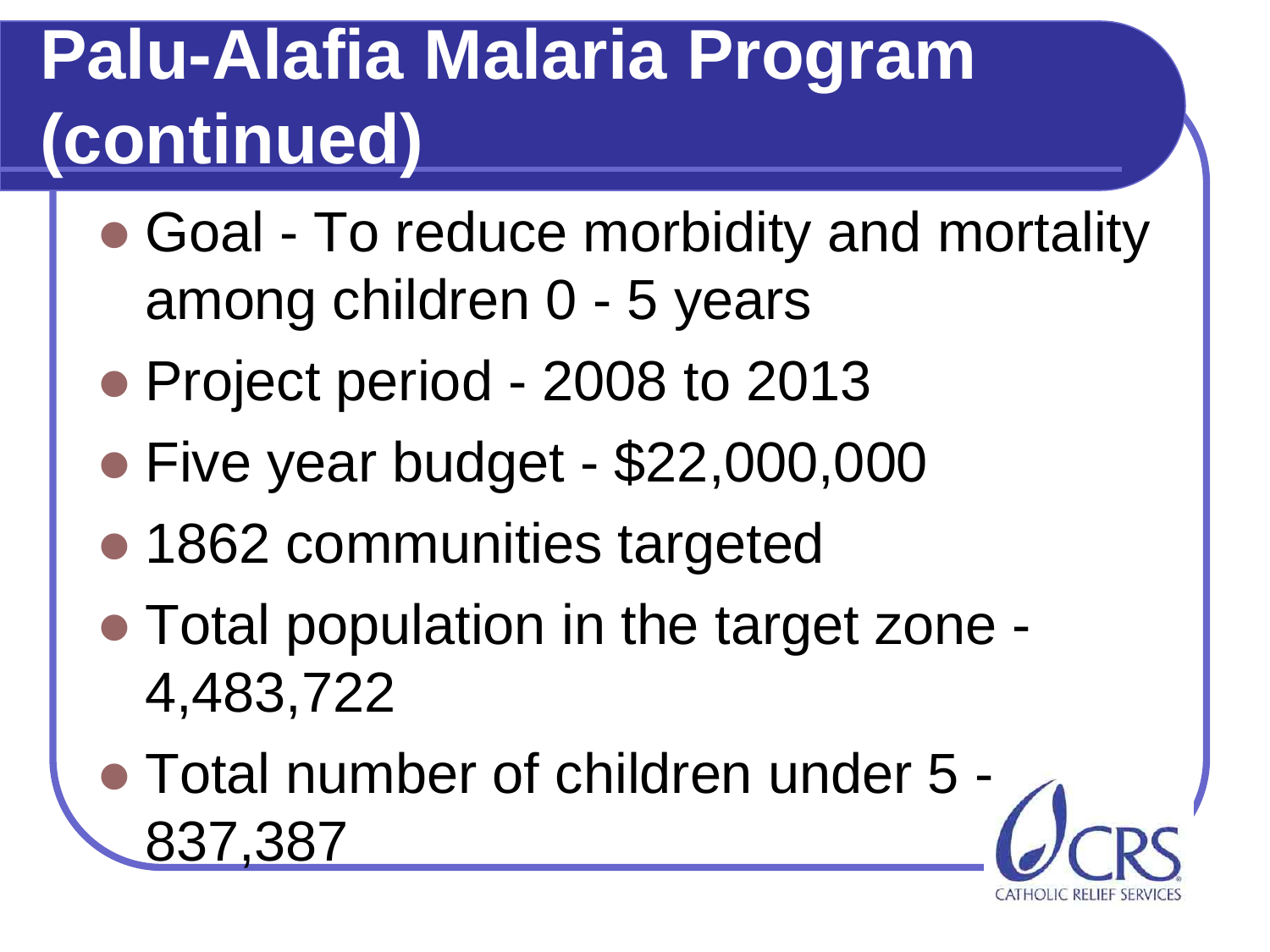# Palu-Alafia Malaria Program (continued)

- Goal - To reduce morbidity and mortality among children 0 - 5 years
- Project period - 2008 to 2013
- Five year budget - $22,000,000
- 1862 communities targeted
- Total population in the target zone - 4,483,722
- Total number of children under 5 - 837,387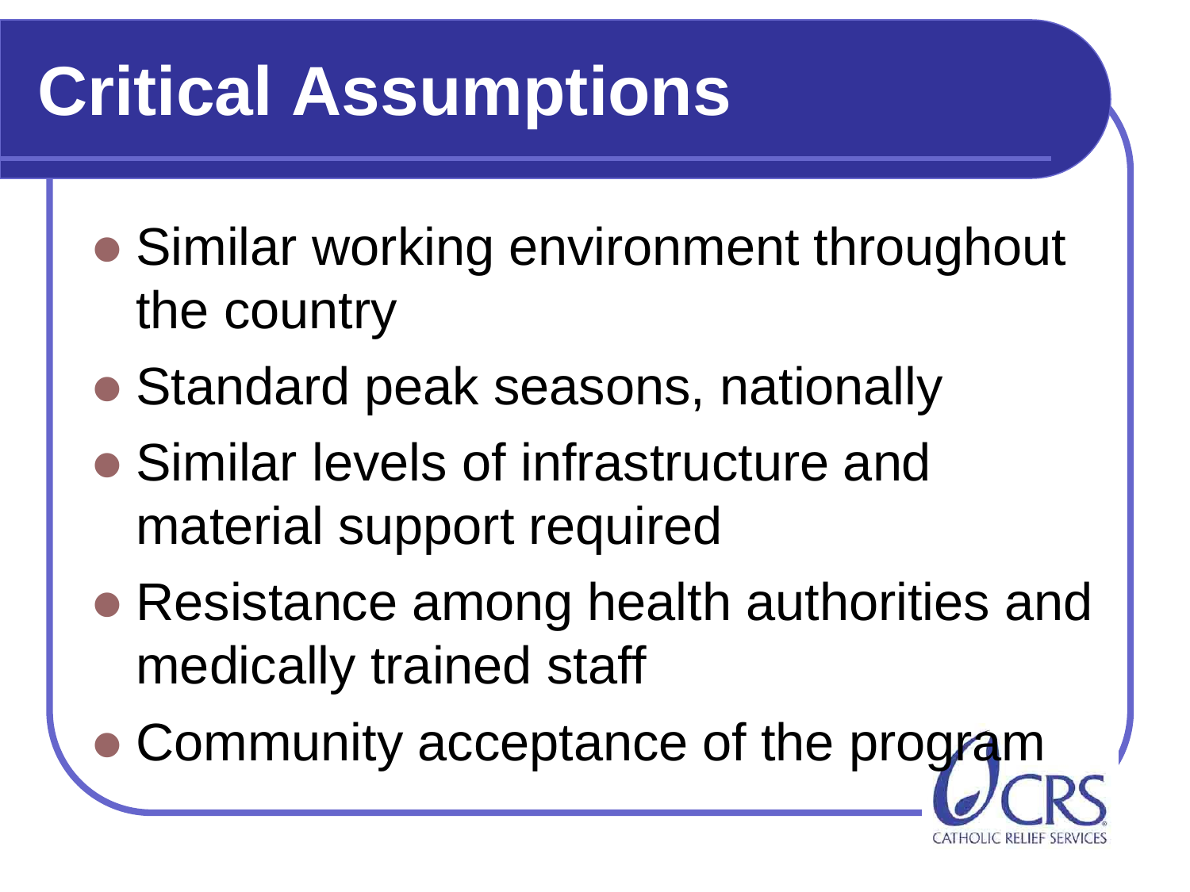# Critical Assumptions

- Similar working environment throughout the country
- Standard peak seasons, nationally
- Similar levels of infrastructure and material support required
- Resistance among health authorities and medically trained staff
- Community acceptance of the program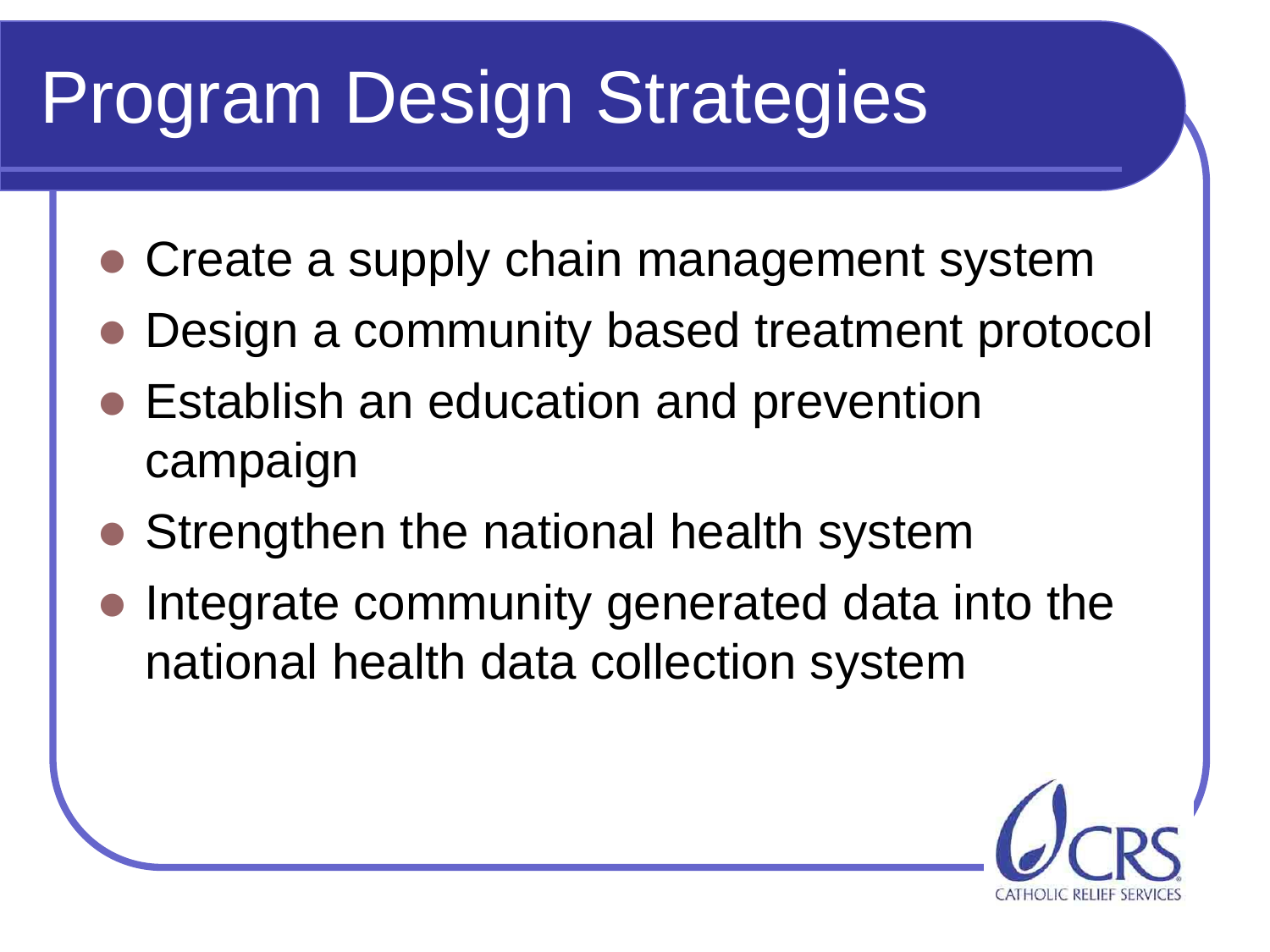# Program Design Strategies

- Create a supply chain management system
- Design a community based treatment protocol
- Establish an education and prevention campaign
- Strengthen the national health system
- Integrate community generated data into the national health data collection system

CRS
CATHOLIC RELIEF SERVICES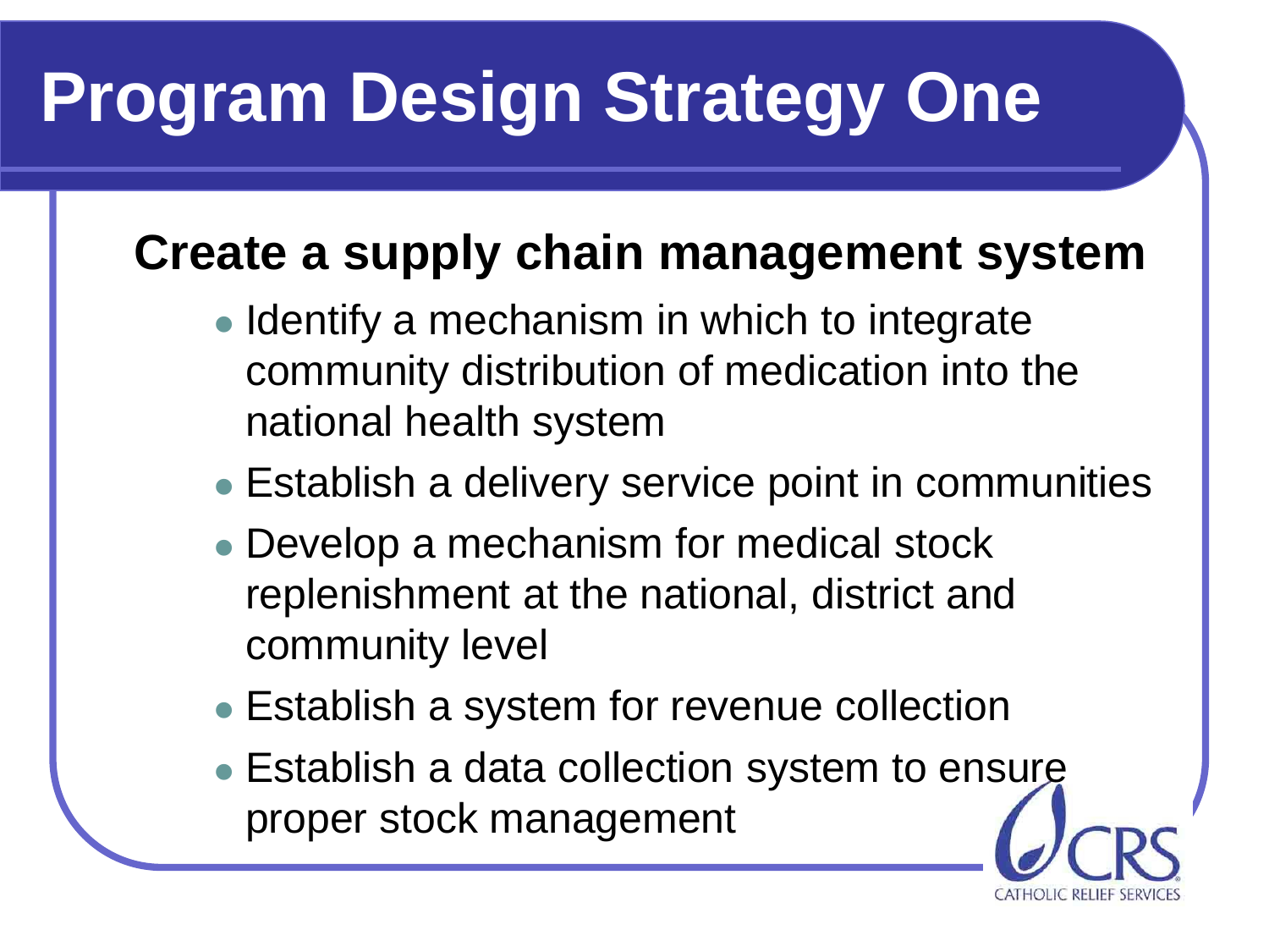# Program Design Strategy One

## Create a supply chain management system

- Identify a mechanism in which to integrate community distribution of medication into the national health system
- Establish a delivery service point in communities
- Develop a mechanism for medical stock replenishment at the national, district and community level
- Establish a system for revenue collection
- Establish a data collection system to ensure proper stock management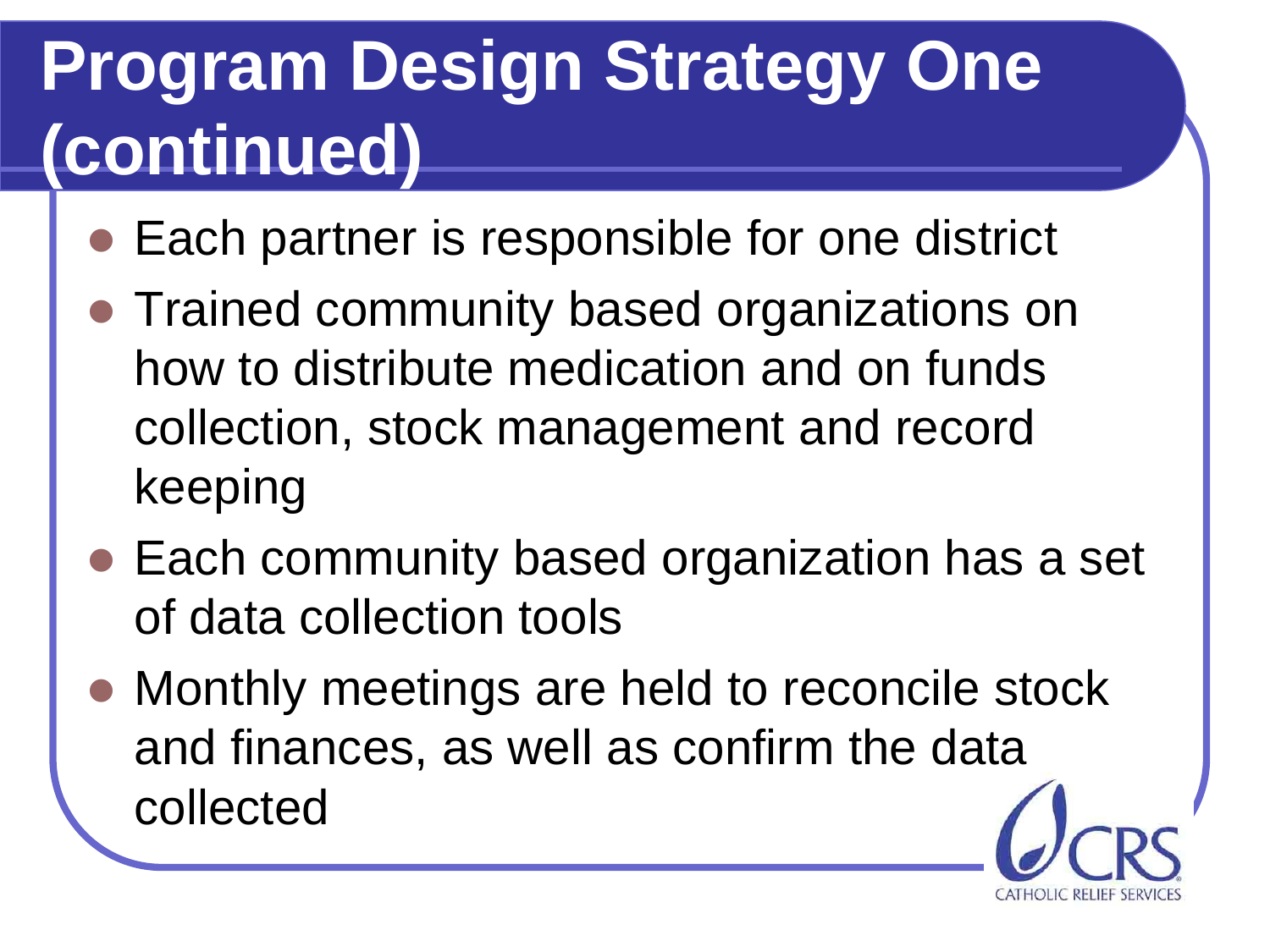# Program Design Strategy One (continued)

- Each partner is responsible for one district
- Trained community based organizations on how to distribute medication and on funds collection, stock management and record keeping
- Each community based organization has a set of data collection tools
- Monthly meetings are held to reconcile stock and finances, as well as confirm the data collected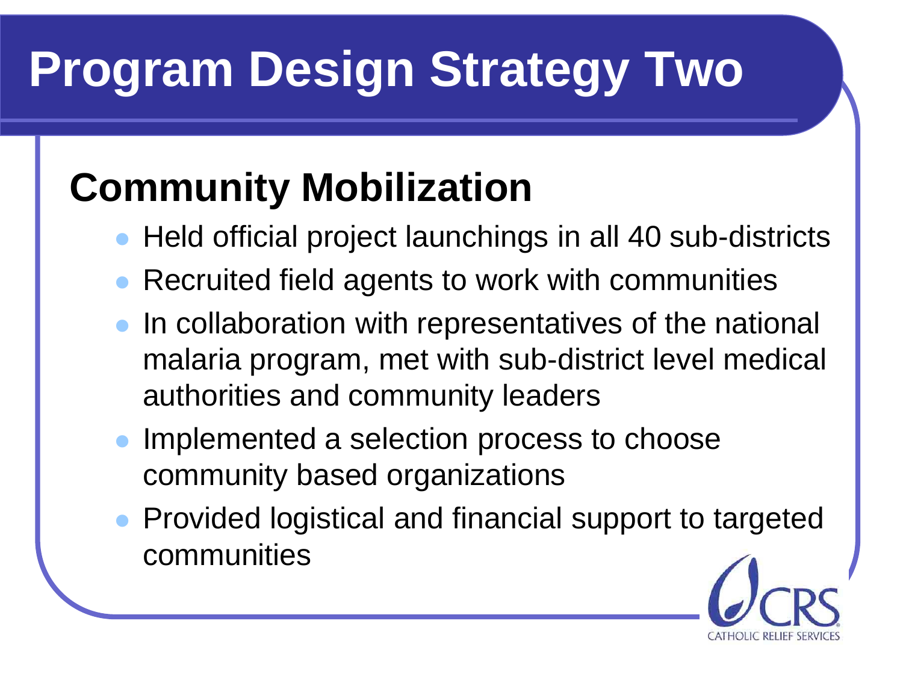# Program Design Strategy Two

## Community Mobilization

- Held official project launchings in all 40 sub-districts
- Recruited field agents to work with communities
- In collaboration with representatives of the national malaria program, met with sub-district level medical authorities and community leaders
- Implemented a selection process to choose community based organizations
- Provided logistical and financial support to targeted communities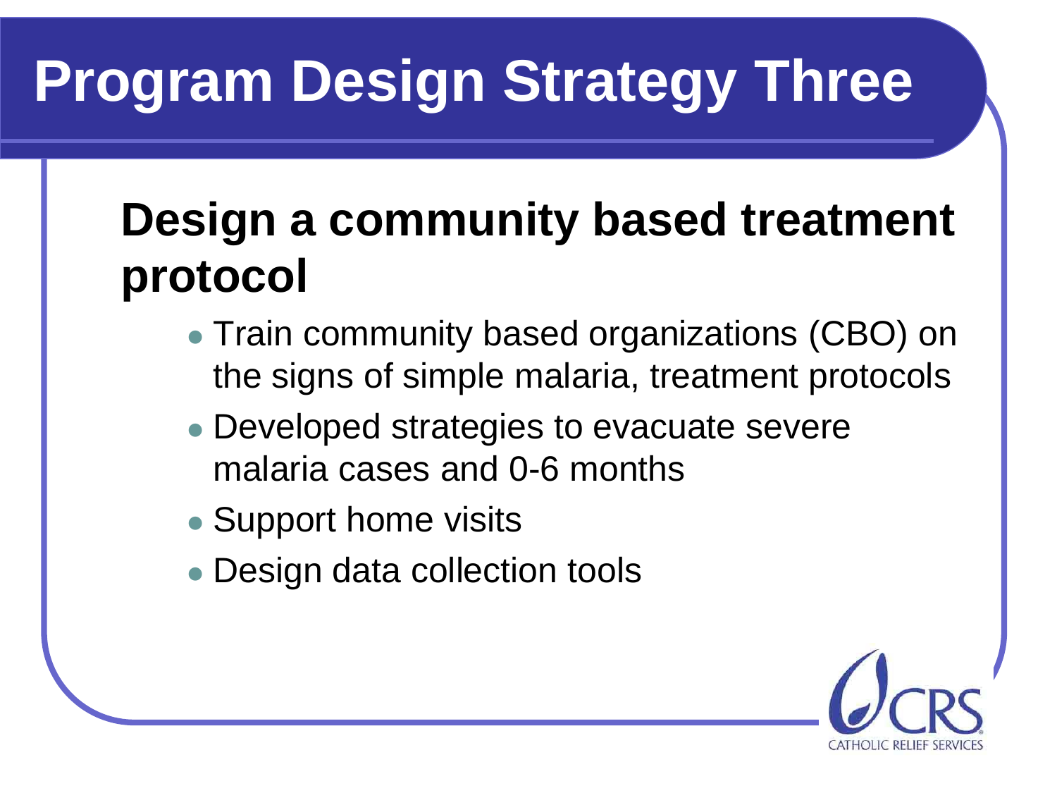# Program Design Strategy Three

## Design a community based treatment protocol

- Train community based organizations (CBO) on the signs of simple malaria, treatment protocols
- Developed strategies to evacuate severe malaria cases and 0-6 months
- Support home visits
- Design data collection tools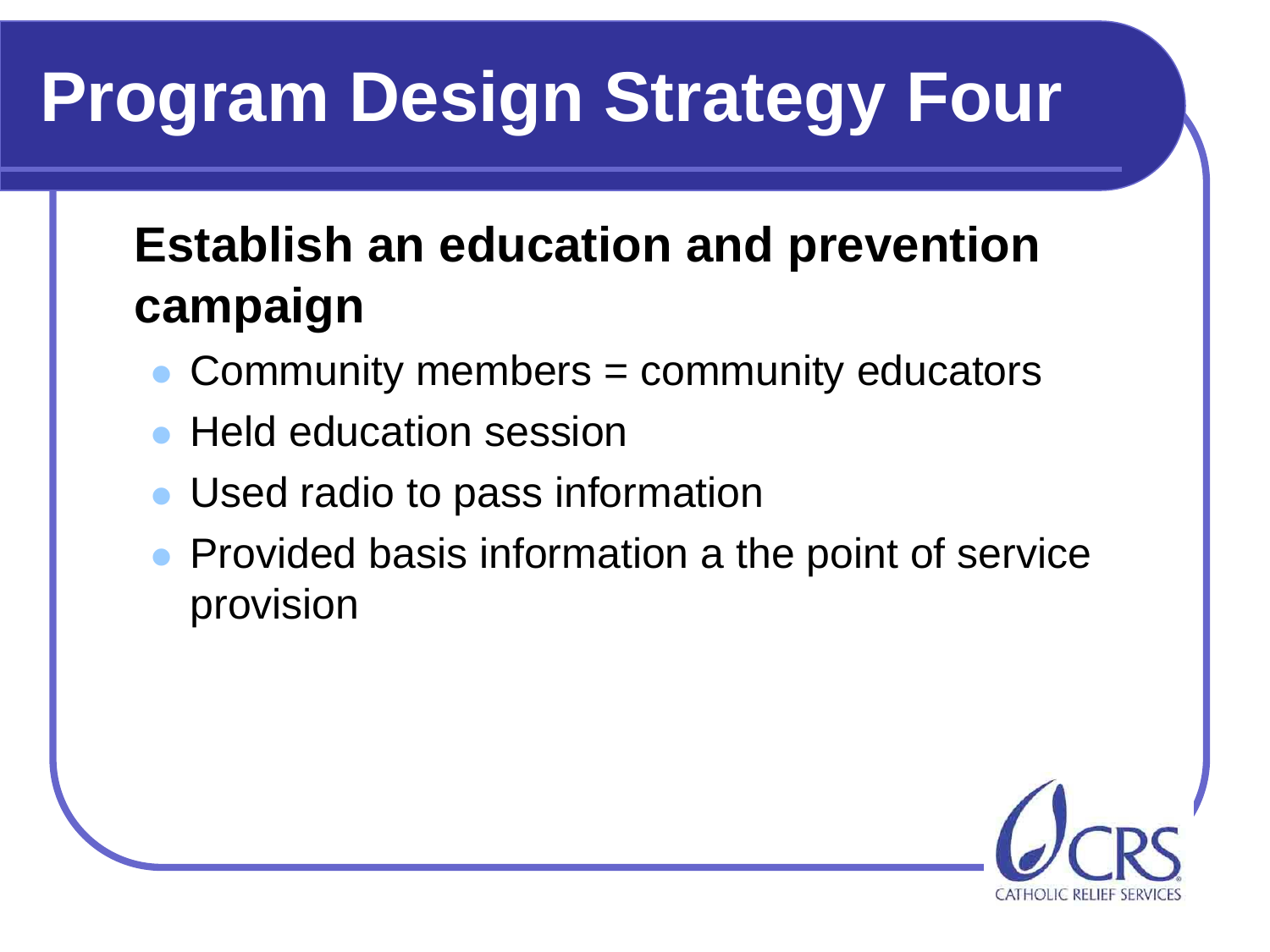# Program Design Strategy Four

**Establish an education and prevention campaign**

- Community members = community educators
- Held education session
- Used radio to pass information
- Provided basis information a the point of service provision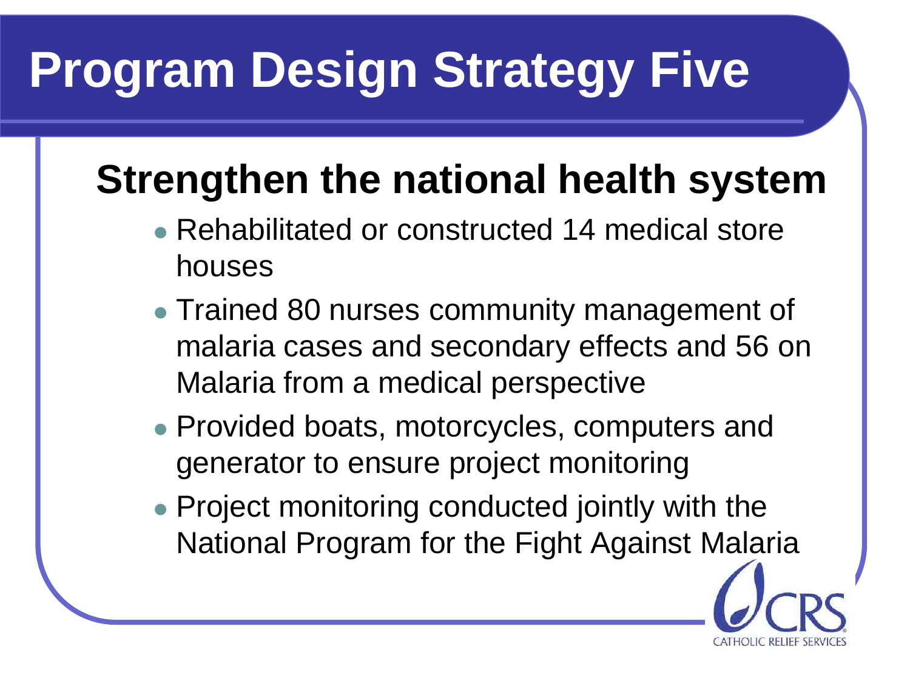# Program Design Strategy Five

## Strengthen the national health system

- Rehabilitated or constructed 14 medical store houses
- Trained 80 nurses community management of malaria cases and secondary effects and 56 on Malaria from a medical perspective
- Provided boats, motorcycles, computers and generator to ensure project monitoring
- Project monitoring conducted jointly with the National Program for the Fight Against Malaria

CRS
CATHOLIC RELIEF SERVICES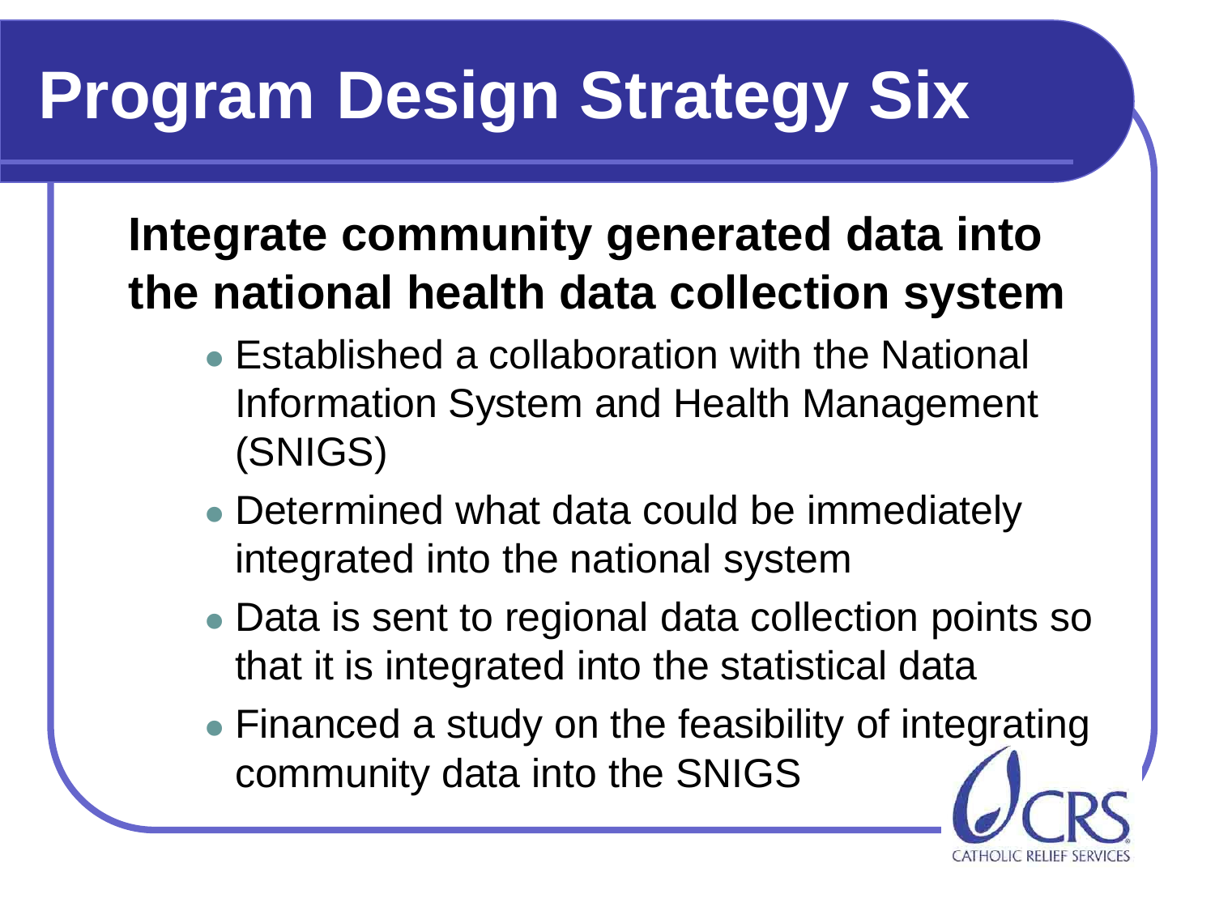# Program Design Strategy Six

**Integrate community generated data into the national health data collection system**

- Established a collaboration with the National Information System and Health Management (SNIGS)
- Determined what data could be immediately integrated into the national system
- Data is sent to regional data collection points so that it is integrated into the statistical data
- Financed a study on the feasibility of integrating community data into the SNIGS

CRS
CATHOLIC RELIEF SERVICES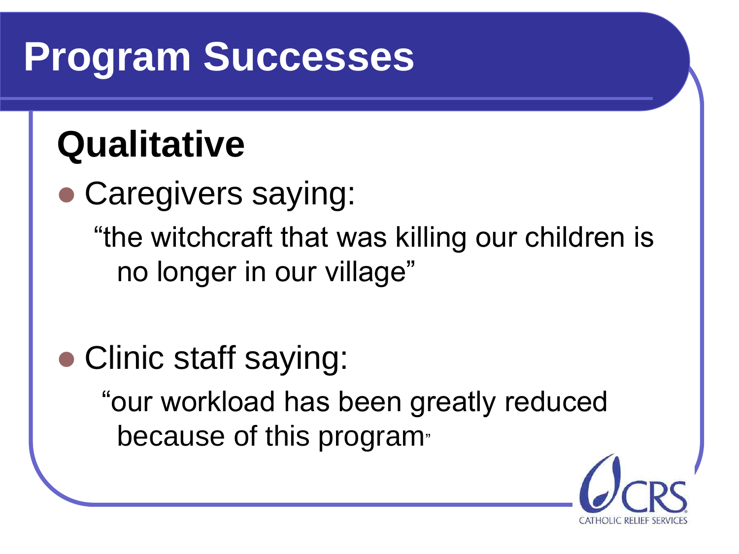# Program Successes

## Qualitative

- Caregivers saying:

  "the witchcraft that was killing our children is no longer in our village"

- Clinic staff saying:

  "our workload has been greatly reduced because of this program"

CRS
CATHOLIC RELIEF SERVICES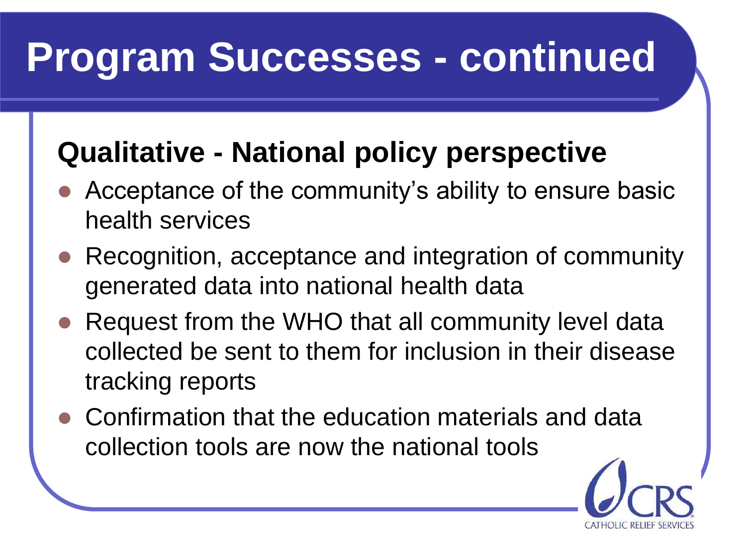# Program Successes - continued

## Qualitative - National policy perspective

- Acceptance of the community's ability to ensure basic health services
- Recognition, acceptance and integration of community generated data into national health data
- Request from the WHO that all community level data collected be sent to them for inclusion in their disease tracking reports
- Confirmation that the education materials and data collection tools are now the national tools

CRS CATHOLIC RELIEF SERVICES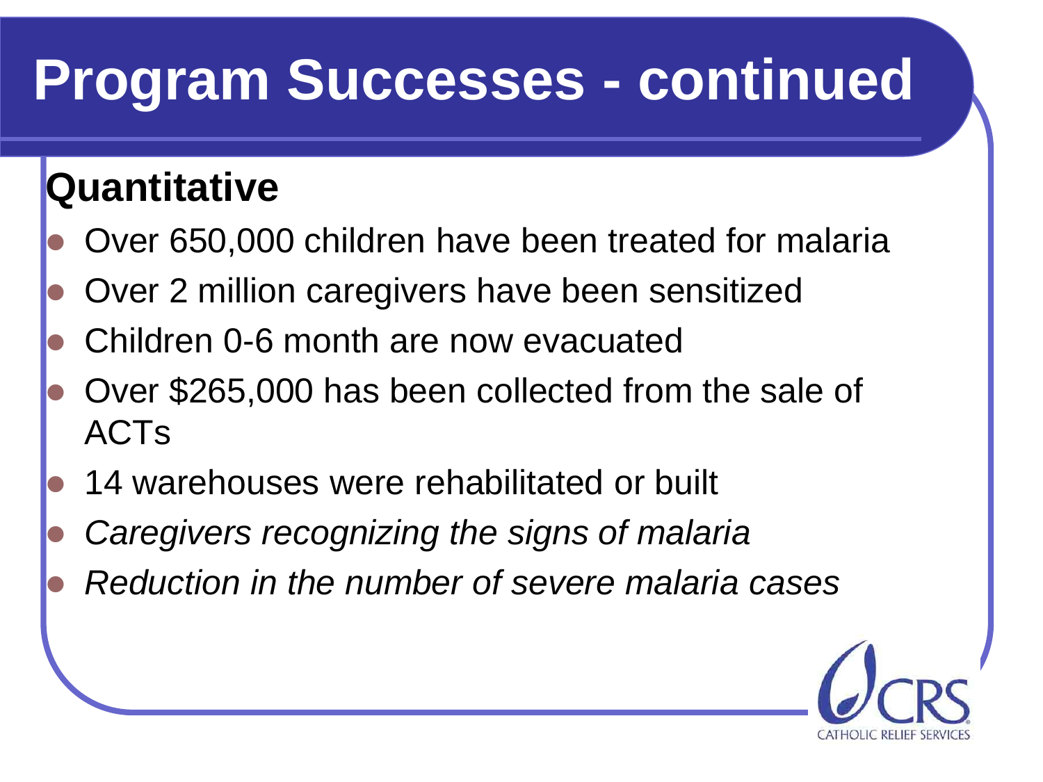# Program Successes - continued

## Quantitative

- Over 650,000 children have been treated for malaria
- Over 2 million caregivers have been sensitized
- Children 0-6 month are now evacuated
- Over $265,000 has been collected from the sale of ACTs
- 14 warehouses were rehabilitated or built
- *Caregivers recognizing the signs of malaria*
- *Reduction in the number of severe malaria cases*

CRS CATHOLIC RELIEF SERVICES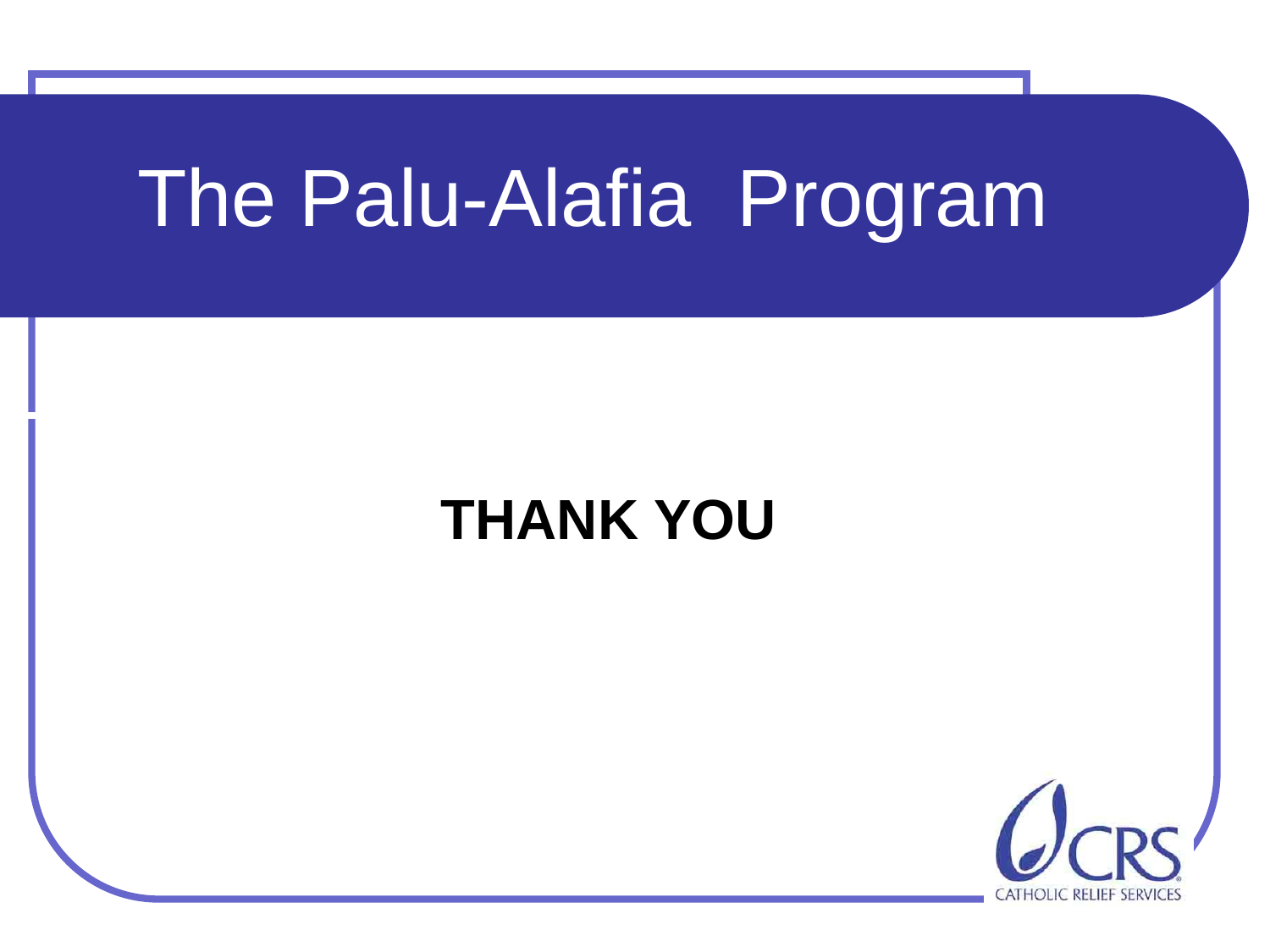# The Palu-Alafia Program

**THANK YOU**

CRS
CATHOLIC RELIEF SERVICES